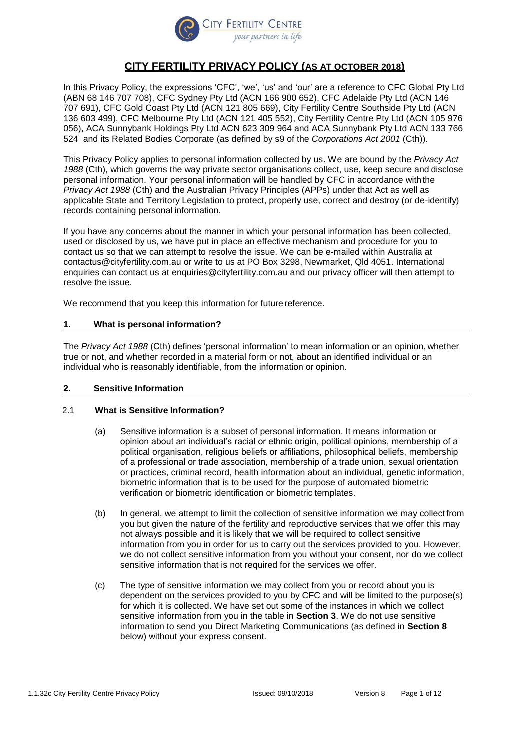# CITY FERTILITY PRIVACY POLICY (AS AT OCTOBER 2018)

In this Privacy Policy, the expressions 'CFC', 'we', 'us' and 'our' are a reference to CFC Global Pty Ltd (ABN 68 146 707 708), CFC Sydney Pty Ltd (ACN 166 900 652), CFC Adelaide Pty Ltd (ACN 146 707 691), CFC Gold Coast Pty Ltd (ACN 121 805 669), City Fertility Centre Southside Pty Ltd (ACN 136 603 499), CFC Melbourne Pty Ltd (ACN 121 405 552), City Fertility Centre Pty Ltd (ACN 105 976 056), ACA Sunnybank Holdings Pty Ltd ACN 623 309 964 and ACA Sunnybank Pty Ltd ACN 133 766 524 and its Related Bodies Corporate (as defined by s9 of the *Corporations Act 2001* (Cth)).

This Privacy Policy applies to personal information collected by us. We are bound by the *Privacy Act 1988* (Cth), which governs the way private sector organisations collect, use, keep secure and disclose personal information. Your personal information will be handled by CFC in accordance with the *Privacy Act 1988* (Cth) and the Australian Privacy Principles (APPs) under that Act as well as applicable State and Territory Legislation to protect, properly use, correct and destroy (or de-identify) records containing personal information.

If you have any concerns about the manner in which your personal information has been collected, used or disclosed by us, we have put in place an effective mechanism and procedure for you to contact us so that we can attempt to resolve the issue. We can be e-mailed within Australia at contactus@cityfertility.com.au or write to us at PO Box 3298, Newmarket, Qld 4051. International enquiries can contact us at enquiries@cityfertility.com.au and our privacy officer will then attempt to resolve the issue.

We recommend that you keep this information for future reference.

## 1. What is personal information?

The *Privacy Act 1988* (Cth) defines 'personal information' to mean information or an opinion, whether true or not, and whether recorded in a material form or not, about an identified individual or an individual who is reasonably identifiable, from the information or opinion.

## 2. Sensitive Information

### 2.1 What is Sensitive Information?

(a) Sensitive information is a subset of personal information. It means information or opinion about an individual's racial or ethnic origin, political opinions, membership of a political organisation, religious beliefs or affiliations, philosophical beliefs, membership of a professional or trade association, membership of a trade union, sexual orientation or practices, criminal record, health information about an individual, genetic information, biometric information that is to be used for the purpose of automated biometric verification or biometric identification or biometric templates.

(b) In general, we attempt to limit the collection of sensitive information we may collect from you but given the nature of the fertility and reproductive services that we offer this may not always possible and it is likely that we will be required to collect sensitive information from you in order for us to carry out the services provided to you. However, we do not collect sensitive information from you without your consent, nor do we collect sensitive information that is not required for the services we offer.

(c) The type of sensitive information we may collect from you or record about you is dependent on the services provided to you by CFC and will be limited to the purpose(s) for which it is collected. We have set out some of the instances in which we collect sensitive information from you in the table in **Section 3**. We do not use sensitive information to send you Direct Marketing Communications (as defined in **Section 8** below) without your express consent.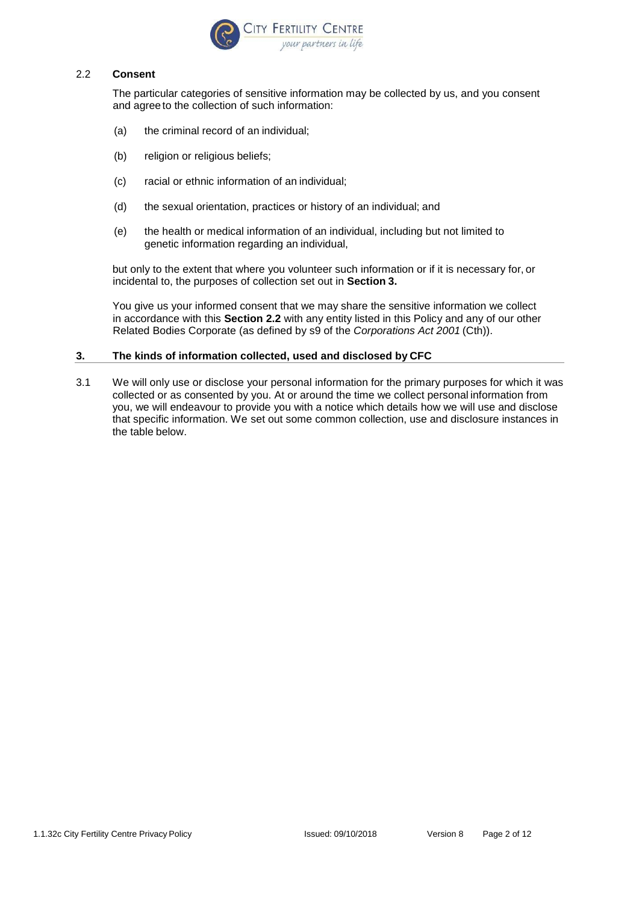### 2.2 **Consent**

The particular categories of sensitive information may be collected by us, and you consent and agree to the collection of such information:

(a) the criminal record of an individual;

(b) religion or religious beliefs;

(c) racial or ethnic information of an individual;

(d) the sexual orientation, practices or history of an individual; and

(e) the health or medical information of an individual, including but not limited to genetic information regarding an individual,

but only to the extent that where you volunteer such information or if it is necessary for, or incidental to, the purposes of collection set out in **Section 3.**

You give us your informed consent that we may share the sensitive information we collect in accordance with this **Section 2.2** with any entity listed in this Policy and any of our other Related Bodies Corporate (as defined by s9 of the *Corporations Act 2001* (Cth)).

## 3. The kinds of information collected, used and disclosed by CFC

3.1 We will only use or disclose your personal information for the primary purposes for which it was collected or as consented by you. At or around the time we collect personal information from you, we will endeavour to provide you with a notice which details how we will use and disclose that specific information. We set out some common collection, use and disclosure instances in the table below.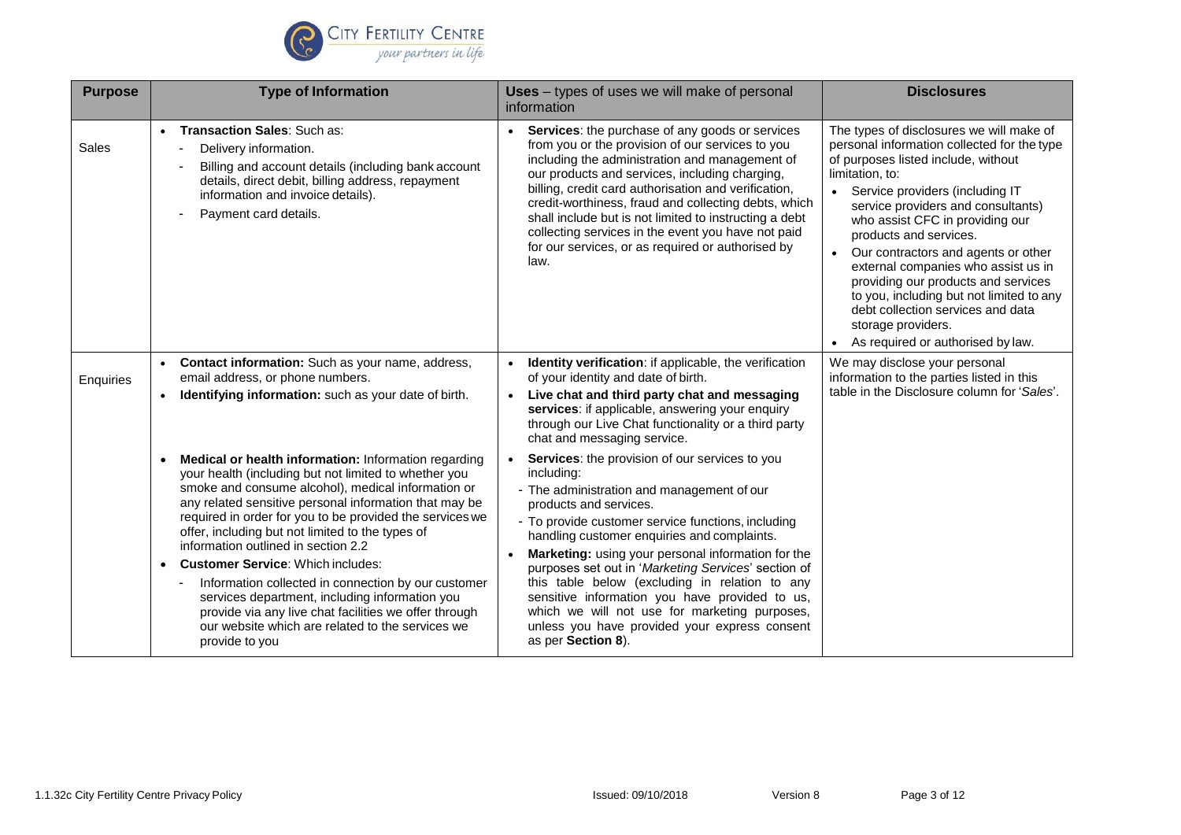| Purpose | Type of Information | Uses – types of uses we will make of personal information | Disclosures |
|---|---|---|---|
| Sales | • **Transaction Sales**: Such as:<br>- Delivery information.<br>- Billing and account details (including bank account details, direct debit, billing address, repayment information and invoice details).<br>- Payment card details. | • **Services**: the purchase of any goods or services from you or the provision of our services to you including the administration and management of our products and services, including charging, billing, credit card authorisation and verification, credit-worthiness, fraud and collecting debts, which shall include but is not limited to instructing a debt collecting services in the event you have not paid for our services, or as required or authorised by law. | The types of disclosures we will make of personal information collected for the type of purposes listed include, without limitation, to:<br>• Service providers (including IT service providers and consultants) who assist CFC in providing our products and services.<br>• Our contractors and agents or other external companies who assist us in providing our products and services to you, including but not limited to any debt collection services and data storage providers.<br>• As required or authorised by law. |
| Enquiries | • **Contact information:** Such as your name, address, email address, or phone numbers.<br>• **Identifying information:** such as your date of birth.<br><br>• **Medical or health information:** Information regarding your health (including but not limited to whether you smoke and consume alcohol), medical information or any related sensitive personal information that may be required in order for you to be provided the services we offer, including but not limited to the types of information outlined in section 2.2<br>• **Customer Service**: Which includes:<br>- Information collected in connection by our customer services department, including information you provide via any live chat facilities we offer through our website which are related to the services we provide to you | • **Identity verification**: if applicable, the verification of your identity and date of birth.<br>• **Live chat and third party chat and messaging services**: if applicable, answering your enquiry through our Live Chat functionality or a third party chat and messaging service.<br>• **Services**: the provision of our services to you including:<br>- The administration and management of our products and services.<br>- To provide customer service functions, including handling customer enquiries and complaints.<br>• **Marketing:** using your personal information for the purposes set out in '*Marketing Services*' section of this table below (excluding in relation to any sensitive information you have provided to us, which we will not use for marketing purposes, unless you have provided your express consent as per **Section 8**). | We may disclose your personal information to the parties listed in this table in the Disclosure column for '*Sales*'. |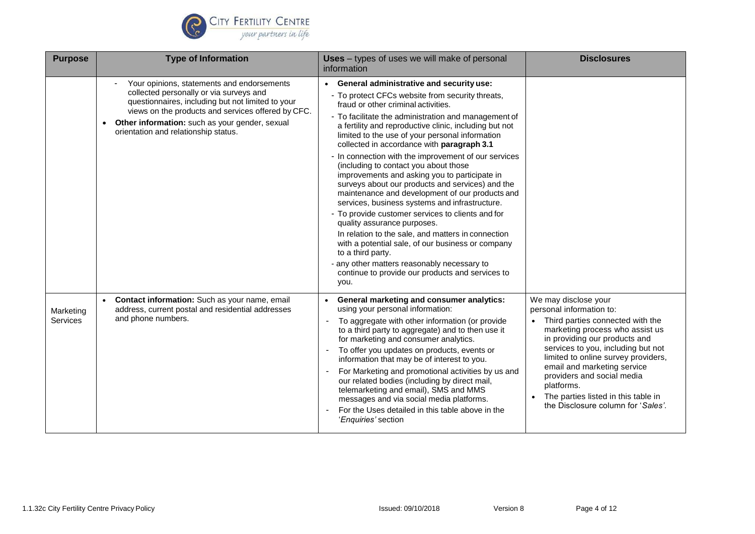| Purpose | Type of Information | Uses – types of uses we will make of personal information | Disclosures |
|---|---|---|---|
| | - Your opinions, statements and endorsements collected personally or via surveys and questionnaires, including but not limited to your views on the products and services offered by CFC.<br>• **Other information:** such as your gender, sexual orientation and relationship status. | • **General administrative and security use:**<br>- To protect CFCs website from security threats, fraud or other criminal activities.<br>- To facilitate the administration and management of a fertility and reproductive clinic, including but not limited to the use of your personal information collected in accordance with **paragraph 3.1**<br>- In connection with the improvement of our services (including to contact you about those improvements and asking you to participate in surveys about our products and services) and the maintenance and development of our products and services, business systems and infrastructure.<br>- To provide customer services to clients and for quality assurance purposes.<br>In relation to the sale, and matters in connection with a potential sale, of our business or company to a third party.<br>- any other matters reasonably necessary to continue to provide our products and services to you. | |
| Marketing Services | • **Contact information:** Such as your name, email address, current postal and residential addresses and phone numbers. | • **General marketing and consumer analytics:** using your personal information:<br>- To aggregate with other information (or provide to a third party to aggregate) and to then use it for marketing and consumer analytics.<br>- To offer you updates on products, events or information that may be of interest to you.<br>- For Marketing and promotional activities by us and our related bodies (including by direct mail, telemarketing and email), SMS and MMS messages and via social media platforms.<br>- For the Uses detailed in this table above in the '*Enquiries'* section | We may disclose your personal information to:<br>• Third parties connected with the marketing process who assist us in providing our products and services to you, including but not limited to online survey providers, email and marketing service providers and social media platforms.<br>• The parties listed in this table in the Disclosure column for '*Sales'*. |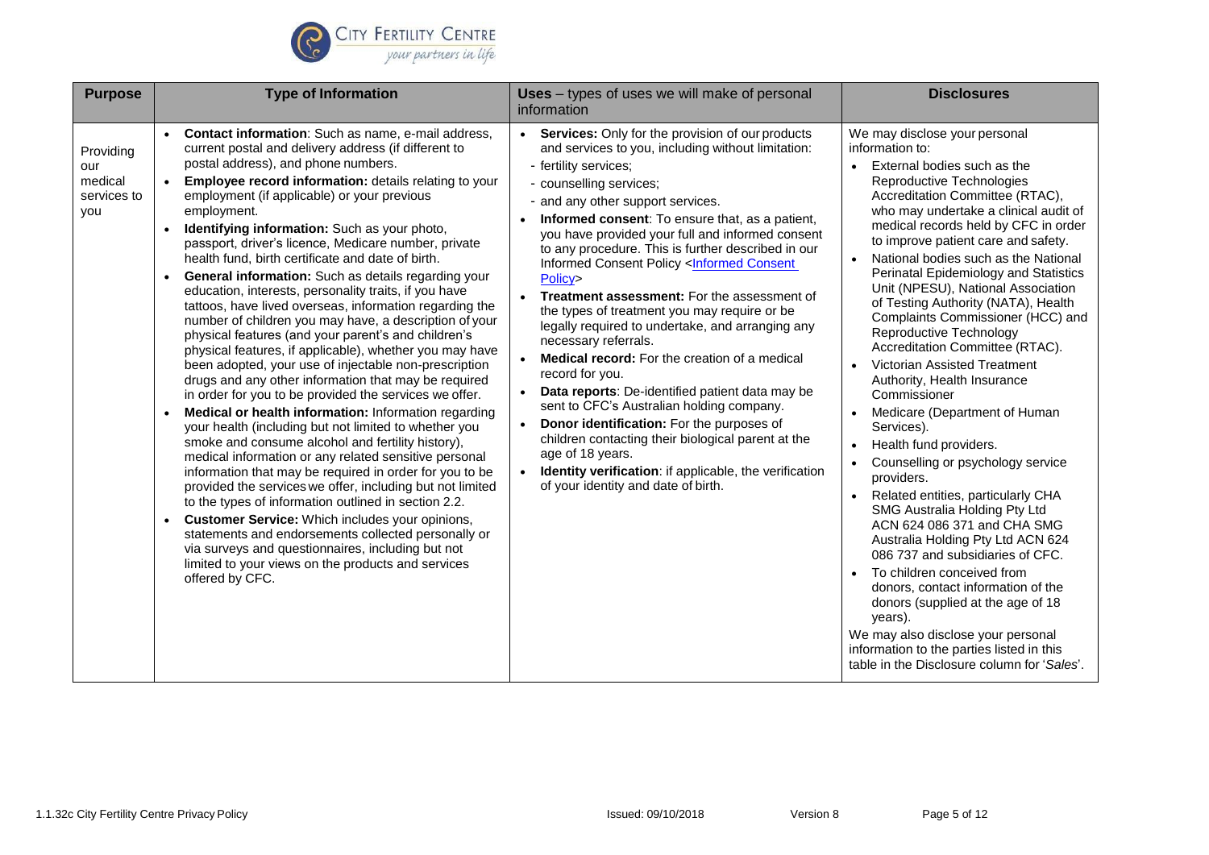| Purpose | Type of Information | Uses – types of uses we will make of personal information | Disclosures |
|---|---|---|---|
| Providing our medical services to you | • **Contact information**: Such as name, e-mail address, current postal and delivery address (if different to postal address), and phone numbers.<br>• **Employee record information:** details relating to your employment (if applicable) or your previous employment.<br>• **Identifying information:** Such as your photo, passport, driver's licence, Medicare number, private health fund, birth certificate and date of birth.<br>• **General information:** Such as details regarding your education, interests, personality traits, if you have tattoos, have lived overseas, information regarding the number of children you may have, a description of your physical features (and your parent's and children's physical features, if applicable), whether you may have been adopted, your use of injectable non-prescription drugs and any other information that may be required in order for you to be provided the services we offer.<br>• **Medical or health information:** Information regarding your health (including but not limited to whether you smoke and consume alcohol and fertility history), medical information or any related sensitive personal information that may be required in order for you to be provided the services we offer, including but not limited to the types of information outlined in section 2.2.<br>• **Customer Service:** Which includes your opinions, statements and endorsements collected personally or via surveys and questionnaires, including but not limited to your views on the products and services offered by CFC. | • **Services:** Only for the provision of our products and services to you, including without limitation:<br>- fertility services;<br>- counselling services;<br>- and any other support services.<br>• **Informed consent**: To ensure that, as a patient, you have provided your full and informed consent to any procedure. This is further described in our Informed Consent Policy <Informed Consent Policy><br>• **Treatment assessment:** For the assessment of the types of treatment you may require or be legally required to undertake, and arranging any necessary referrals.<br>• **Medical record:** For the creation of a medical record for you.<br>• **Data reports**: De-identified patient data may be sent to CFC's Australian holding company.<br>• **Donor identification:** For the purposes of children contacting their biological parent at the age of 18 years.<br>• **Identity verification**: if applicable, the verification of your identity and date of birth. | We may disclose your personal information to:<br>• External bodies such as the Reproductive Technologies Accreditation Committee (RTAC), who may undertake a clinical audit of medical records held by CFC in order to improve patient care and safety.<br>• National bodies such as the National Perinatal Epidemiology and Statistics Unit (NPESU), National Association of Testing Authority (NATA), Health Complaints Commissioner (HCC) and Reproductive Technology Accreditation Committee (RTAC).<br>• Victorian Assisted Treatment Authority, Health Insurance Commissioner<br>• Medicare (Department of Human Services).<br>• Health fund providers.<br>• Counselling or psychology service providers.<br>• Related entities, particularly CHA SMG Australia Holding Pty Ltd ACN 624 086 371 and CHA SMG Australia Holding Pty Ltd ACN 624 086 737 and subsidiaries of CFC.<br>• To children conceived from donors, contact information of the donors (supplied at the age of 18 years).<br>We may also disclose your personal information to the parties listed in this table in the Disclosure column for '*Sales*'. |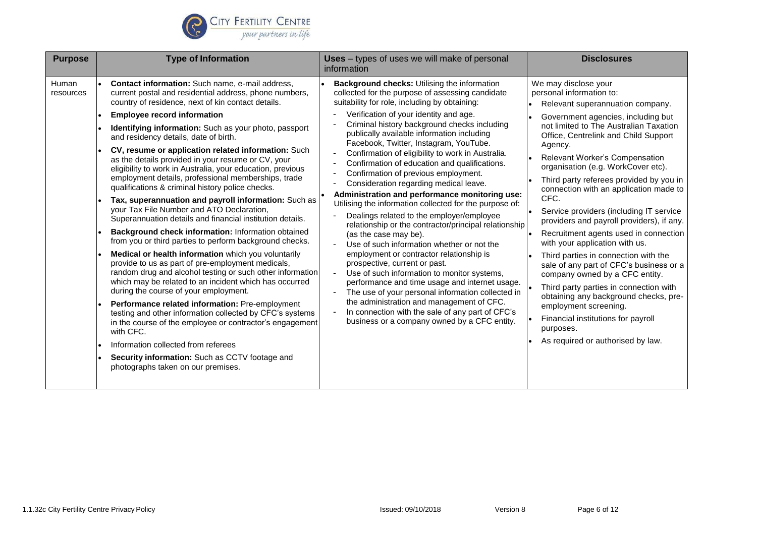| Purpose | Type of Information | Uses – types of uses we will make of personal information | Disclosures |
|---|---|---|---|
| Human resources | • **Contact information:** Such name, e-mail address, current postal and residential address, phone numbers, country of residence, next of kin contact details.<br>• **Employee record information**<br>• **Identifying information:** Such as your photo, passport and residency details, date of birth.<br>• **CV, resume or application related information:** Such as the details provided in your resume or CV, your eligibility to work in Australia, your education, previous employment details, professional memberships, trade qualifications & criminal history police checks.<br>• **Tax, superannuation and payroll information:** Such as your Tax File Number and ATO Declaration, Superannuation details and financial institution details.<br>• **Background check information:** Information obtained from you or third parties to perform background checks.<br>• **Medical or health information** which you voluntarily provide to us as part of pre-employment medicals, random drug and alcohol testing or such other information which may be related to an incident which has occurred during the course of your employment.<br>• **Performance related information:** Pre-employment testing and other information collected by CFC's systems in the course of the employee or contractor's engagement with CFC.<br>• Information collected from referees<br>• **Security information:** Such as CCTV footage and photographs taken on our premises. | • **Background checks:** Utilising the information collected for the purpose of assessing candidate suitability for role, including by obtaining:<br>- Verification of your identity and age.<br>- Criminal history background checks including publically available information including Facebook, Twitter, Instagram, YouTube.<br>- Confirmation of eligibility to work in Australia.<br>- Confirmation of education and qualifications.<br>- Confirmation of previous employment.<br>- Consideration regarding medical leave.<br>• **Administration and performance monitoring use:** Utilising the information collected for the purpose of:<br>- Dealings related to the employer/employee relationship or the contractor/principal relationship (as the case may be).<br>- Use of such information whether or not the employment or contractor relationship is prospective, current or past.<br>- Use of such information to monitor systems, performance and time usage and internet usage.<br>- The use of your personal information collected in the administration and management of CFC.<br>- In connection with the sale of any part of CFC's business or a company owned by a CFC entity. | We may disclose your personal information to:<br>• Relevant superannuation company.<br>• Government agencies, including but not limited to The Australian Taxation Office, Centrelink and Child Support Agency.<br>• Relevant Worker's Compensation organisation (e.g. WorkCover etc).<br>• Third party referees provided by you in connection with an application made to CFC.<br>• Service providers (including IT service providers and payroll providers), if any.<br>• Recruitment agents used in connection with your application with us.<br>• Third parties in connection with the sale of any part of CFC's business or a company owned by a CFC entity.<br>• Third party parties in connection with obtaining any background checks, pre-employment screening.<br>• Financial institutions for payroll purposes.<br>• As required or authorised by law. |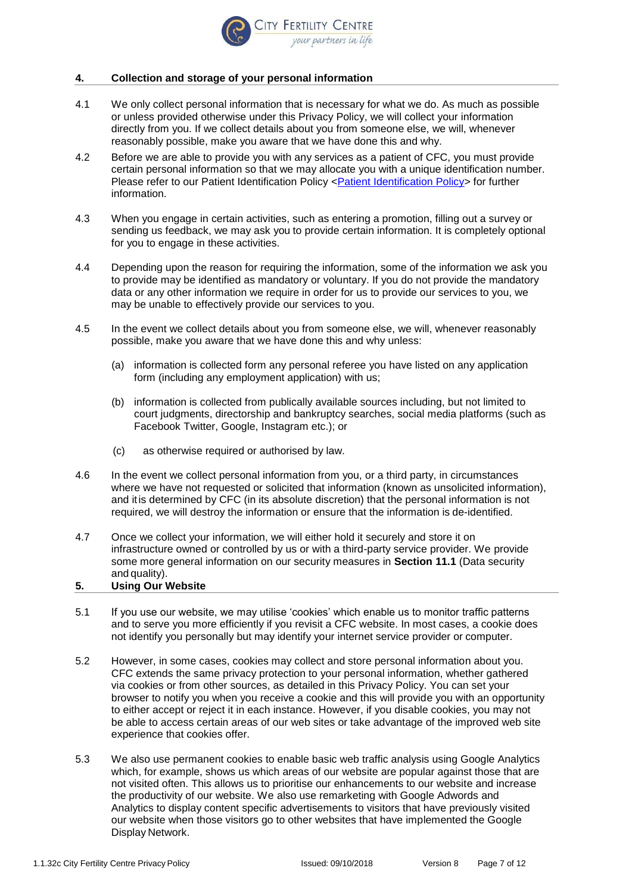## 4. Collection and storage of your personal information

4.1 We only collect personal information that is necessary for what we do. As much as possible or unless provided otherwise under this Privacy Policy, we will collect your information directly from you. If we collect details about you from someone else, we will, whenever reasonably possible, make you aware that we have done this and why.

4.2 Before we are able to provide you with any services as a patient of CFC, you must provide certain personal information so that we may allocate you with a unique identification number. Please refer to our Patient Identification Policy <Patient Identification Policy> for further information.

4.3 When you engage in certain activities, such as entering a promotion, filling out a survey or sending us feedback, we may ask you to provide certain information. It is completely optional for you to engage in these activities.

4.4 Depending upon the reason for requiring the information, some of the information we ask you to provide may be identified as mandatory or voluntary. If you do not provide the mandatory data or any other information we require in order for us to provide our services to you, we may be unable to effectively provide our services to you.

4.5 In the event we collect details about you from someone else, we will, whenever reasonably possible, make you aware that we have done this and why unless:

(a) information is collected form any personal referee you have listed on any application form (including any employment application) with us;

(b) information is collected from publically available sources including, but not limited to court judgments, directorship and bankruptcy searches, social media platforms (such as Facebook Twitter, Google, Instagram etc.); or

(c) as otherwise required or authorised by law.

4.6 In the event we collect personal information from you, or a third party, in circumstances where we have not requested or solicited that information (known as unsolicited information), and itis determined by CFC (in its absolute discretion) that the personal information is not required, we will destroy the information or ensure that the information is de-identified.

4.7 Once we collect your information, we will either hold it securely and store it on infrastructure owned or controlled by us or with a third-party service provider. We provide some more general information on our security measures in **Section 11.1** (Data security and quality).

## 5. Using Our Website

5.1 If you use our website, we may utilise 'cookies' which enable us to monitor traffic patterns and to serve you more efficiently if you revisit a CFC website. In most cases, a cookie does not identify you personally but may identify your internet service provider or computer.

5.2 However, in some cases, cookies may collect and store personal information about you. CFC extends the same privacy protection to your personal information, whether gathered via cookies or from other sources, as detailed in this Privacy Policy. You can set your browser to notify you when you receive a cookie and this will provide you with an opportunity to either accept or reject it in each instance. However, if you disable cookies, you may not be able to access certain areas of our web sites or take advantage of the improved web site experience that cookies offer.

5.3 We also use permanent cookies to enable basic web traffic analysis using Google Analytics which, for example, shows us which areas of our website are popular against those that are not visited often. This allows us to prioritise our enhancements to our website and increase the productivity of our website. We also use remarketing with Google Adwords and Analytics to display content specific advertisements to visitors that have previously visited our website when those visitors go to other websites that have implemented the Google Display Network.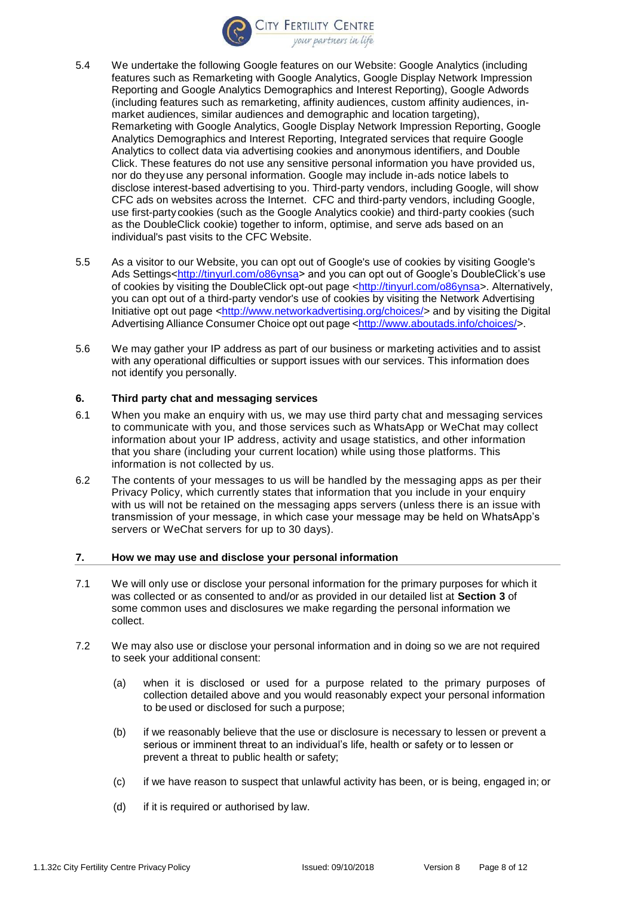5.4 We undertake the following Google features on our Website: Google Analytics (including features such as Remarketing with Google Analytics, Google Display Network Impression Reporting and Google Analytics Demographics and Interest Reporting), Google Adwords (including features such as remarketing, affinity audiences, custom affinity audiences, in-market audiences, similar audiences and demographic and location targeting), Remarketing with Google Analytics, Google Display Network Impression Reporting, Google Analytics Demographics and Interest Reporting, Integrated services that require Google Analytics to collect data via advertising cookies and anonymous identifiers, and Double Click. These features do not use any sensitive personal information you have provided us, nor do they use any personal information. Google may include in-ads notice labels to disclose interest-based advertising to you. Third-party vendors, including Google, will show CFC ads on websites across the Internet. CFC and third-party vendors, including Google, use first-party cookies (such as the Google Analytics cookie) and third-party cookies (such as the DoubleClick cookie) together to inform, optimise, and serve ads based on an individual's past visits to the CFC Website.

5.5 As a visitor to our Website, you can opt out of Google's use of cookies by visiting Google's Ads Settings<http://tinyurl.com/o86ynsa> and you can opt out of Google's DoubleClick's use of cookies by visiting the DoubleClick opt-out page <http://tinyurl.com/o86ynsa>. Alternatively, you can opt out of a third-party vendor's use of cookies by visiting the Network Advertising Initiative opt out page <http://www.networkadvertising.org/choices/> and by visiting the Digital Advertising Alliance Consumer Choice opt out page <http://www.aboutads.info/choices/>.

5.6 We may gather your IP address as part of our business or marketing activities and to assist with any operational difficulties or support issues with our services. This information does not identify you personally.

## 6. Third party chat and messaging services

6.1 When you make an enquiry with us, we may use third party chat and messaging services to communicate with you, and those services such as WhatsApp or WeChat may collect information about your IP address, activity and usage statistics, and other information that you share (including your current location) while using those platforms. This information is not collected by us.

6.2 The contents of your messages to us will be handled by the messaging apps as per their Privacy Policy, which currently states that information that you include in your enquiry with us will not be retained on the messaging apps servers (unless there is an issue with transmission of your message, in which case your message may be held on WhatsApp's servers or WeChat servers for up to 30 days).

## 7. How we may use and disclose your personal information

7.1 We will only use or disclose your personal information for the primary purposes for which it was collected or as consented to and/or as provided in our detailed list at **Section 3** of some common uses and disclosures we make regarding the personal information we collect.

7.2 We may also use or disclose your personal information and in doing so we are not required to seek your additional consent:

(a) when it is disclosed or used for a purpose related to the primary purposes of collection detailed above and you would reasonably expect your personal information to be used or disclosed for such a purpose;

(b) if we reasonably believe that the use or disclosure is necessary to lessen or prevent a serious or imminent threat to an individual's life, health or safety or to lessen or prevent a threat to public health or safety;

(c) if we have reason to suspect that unlawful activity has been, or is being, engaged in; or

(d) if it is required or authorised by law.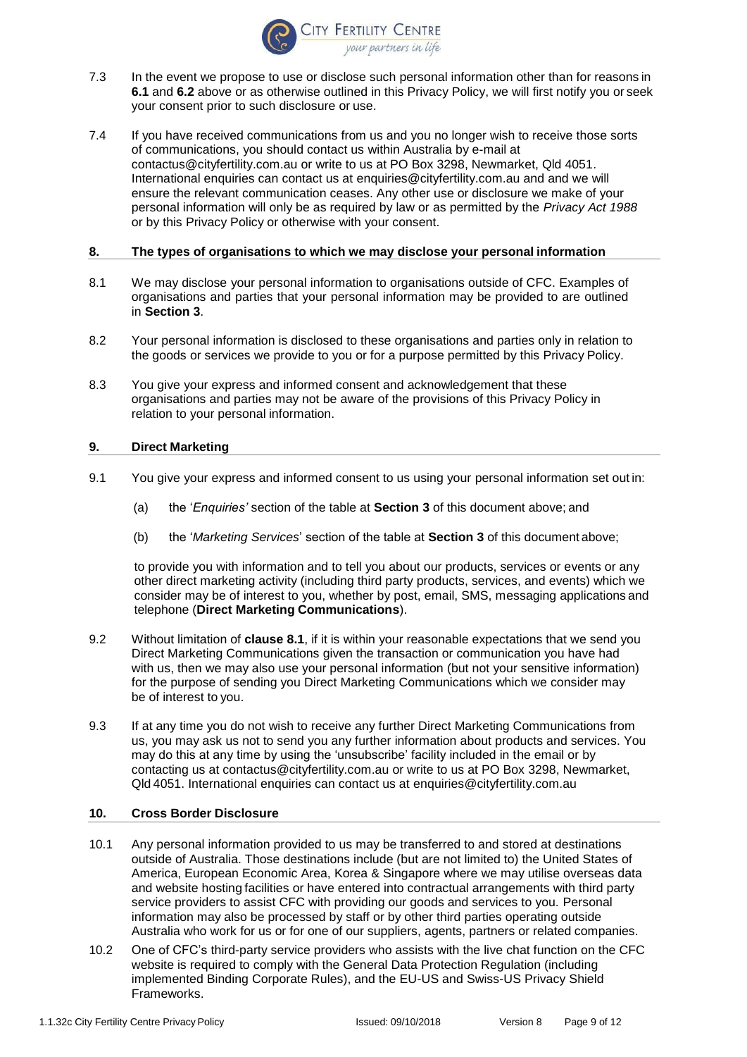7.3 In the event we propose to use or disclose such personal information other than for reasons in **6.1** and **6.2** above or as otherwise outlined in this Privacy Policy, we will first notify you or seek your consent prior to such disclosure or use.

7.4 If you have received communications from us and you no longer wish to receive those sorts of communications, you should contact us within Australia by e-mail at contactus@cityfertility.com.au or write to us at PO Box 3298, Newmarket, Qld 4051. International enquiries can contact us at enquiries@cityfertility.com.au and and we will ensure the relevant communication ceases. Any other use or disclosure we make of your personal information will only be as required by law or as permitted by the *Privacy Act 1988* or by this Privacy Policy or otherwise with your consent.

## 8. The types of organisations to which we may disclose your personal information

8.1 We may disclose your personal information to organisations outside of CFC. Examples of organisations and parties that your personal information may be provided to are outlined in **Section 3**.

8.2 Your personal information is disclosed to these organisations and parties only in relation to the goods or services we provide to you or for a purpose permitted by this Privacy Policy.

8.3 You give your express and informed consent and acknowledgement that these organisations and parties may not be aware of the provisions of this Privacy Policy in relation to your personal information.

## 9. Direct Marketing

9.1 You give your express and informed consent to us using your personal information set out in:

(a) the '*Enquiries'* section of the table at **Section 3** of this document above; and

(b) the '*Marketing Services*' section of the table at **Section 3** of this document above;

to provide you with information and to tell you about our products, services or events or any other direct marketing activity (including third party products, services, and events) which we consider may be of interest to you, whether by post, email, SMS, messaging applications and telephone (**Direct Marketing Communications**).

9.2 Without limitation of **clause 8.1**, if it is within your reasonable expectations that we send you Direct Marketing Communications given the transaction or communication you have had with us, then we may also use your personal information (but not your sensitive information) for the purpose of sending you Direct Marketing Communications which we consider may be of interest to you.

9.3 If at any time you do not wish to receive any further Direct Marketing Communications from us, you may ask us not to send you any further information about products and services. You may do this at any time by using the 'unsubscribe' facility included in the email or by contacting us at contactus@cityfertility.com.au or write to us at PO Box 3298, Newmarket, Qld 4051. International enquiries can contact us at enquiries@cityfertility.com.au

## 10. Cross Border Disclosure

10.1 Any personal information provided to us may be transferred to and stored at destinations outside of Australia. Those destinations include (but are not limited to) the United States of America, European Economic Area, Korea & Singapore where we may utilise overseas data and website hosting facilities or have entered into contractual arrangements with third party service providers to assist CFC with providing our goods and services to you. Personal information may also be processed by staff or by other third parties operating outside Australia who work for us or for one of our suppliers, agents, partners or related companies.

10.2 One of CFC's third-party service providers who assists with the live chat function on the CFC website is required to comply with the General Data Protection Regulation (including implemented Binding Corporate Rules), and the EU-US and Swiss-US Privacy Shield Frameworks.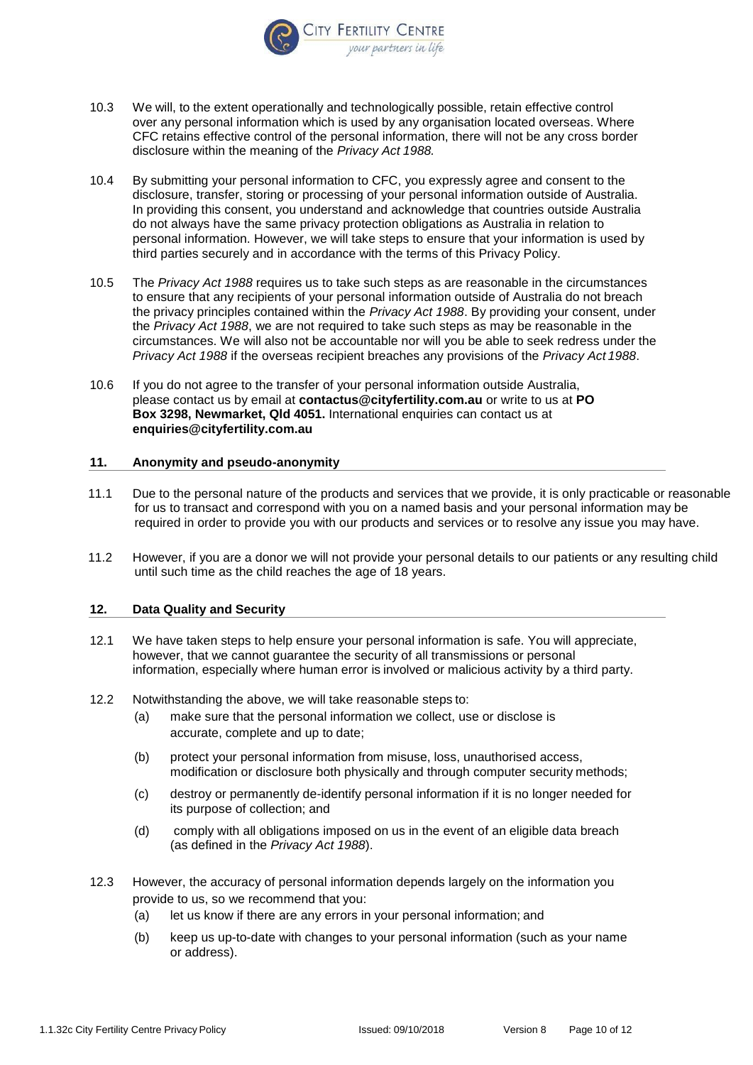10.3 We will, to the extent operationally and technologically possible, retain effective control over any personal information which is used by any organisation located overseas. Where CFC retains effective control of the personal information, there will not be any cross border disclosure within the meaning of the *Privacy Act 1988*.

10.4 By submitting your personal information to CFC, you expressly agree and consent to the disclosure, transfer, storing or processing of your personal information outside of Australia. In providing this consent, you understand and acknowledge that countries outside Australia do not always have the same privacy protection obligations as Australia in relation to personal information. However, we will take steps to ensure that your information is used by third parties securely and in accordance with the terms of this Privacy Policy.

10.5 The *Privacy Act 1988* requires us to take such steps as are reasonable in the circumstances to ensure that any recipients of your personal information outside of Australia do not breach the privacy principles contained within the *Privacy Act 1988*. By providing your consent, under the *Privacy Act 1988*, we are not required to take such steps as may be reasonable in the circumstances. We will also not be accountable nor will you be able to seek redress under the *Privacy Act 1988* if the overseas recipient breaches any provisions of the *Privacy Act 1988*.

10.6 If you do not agree to the transfer of your personal information outside Australia, please contact us by email at **contactus@cityfertility.com.au** or write to us at **PO Box 3298, Newmarket, Qld 4051.** International enquiries can contact us at **enquiries@cityfertility.com.au**

## 11. Anonymity and pseudo-anonymity

11.1 Due to the personal nature of the products and services that we provide, it is only practicable or reasonable for us to transact and correspond with you on a named basis and your personal information may be required in order to provide you with our products and services or to resolve any issue you may have.

11.2 However, if you are a donor we will not provide your personal details to our patients or any resulting child until such time as the child reaches the age of 18 years.

## 12. Data Quality and Security

12.1 We have taken steps to help ensure your personal information is safe. You will appreciate, however, that we cannot guarantee the security of all transmissions or personal information, especially where human error is involved or malicious activity by a third party.

12.2 Notwithstanding the above, we will take reasonable steps to:

(a) make sure that the personal information we collect, use or disclose is accurate, complete and up to date;

(b) protect your personal information from misuse, loss, unauthorised access, modification or disclosure both physically and through computer security methods;

(c) destroy or permanently de-identify personal information if it is no longer needed for its purpose of collection; and

(d) comply with all obligations imposed on us in the event of an eligible data breach (as defined in the *Privacy Act 1988*).

12.3 However, the accuracy of personal information depends largely on the information you provide to us, so we recommend that you:

(a) let us know if there are any errors in your personal information; and

(b) keep us up-to-date with changes to your personal information (such as your name or address).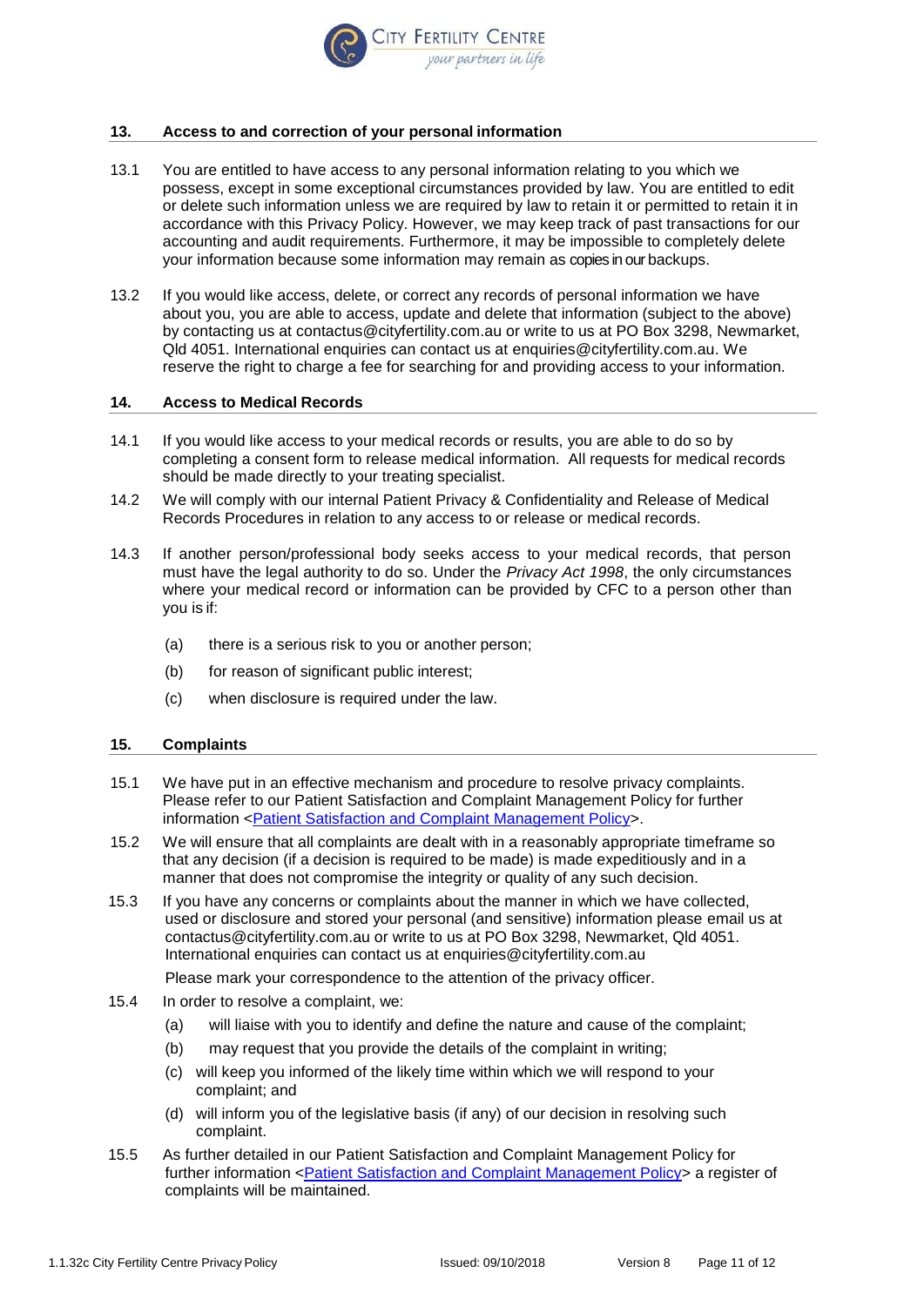## 13. Access to and correction of your personal information

13.1 You are entitled to have access to any personal information relating to you which we possess, except in some exceptional circumstances provided by law. You are entitled to edit or delete such information unless we are required by law to retain it or permitted to retain it in accordance with this Privacy Policy. However, we may keep track of past transactions for our accounting and audit requirements. Furthermore, it may be impossible to completely delete your information because some information may remain as copies in our backups.

13.2 If you would like access, delete, or correct any records of personal information we have about you, you are able to access, update and delete that information (subject to the above) by contacting us at contactus@cityfertility.com.au or write to us at PO Box 3298, Newmarket, Qld 4051. International enquiries can contact us at enquiries@cityfertility.com.au. We reserve the right to charge a fee for searching for and providing access to your information.

## 14. Access to Medical Records

14.1 If you would like access to your medical records or results, you are able to do so by completing a consent form to release medical information. All requests for medical records should be made directly to your treating specialist.

14.2 We will comply with our internal Patient Privacy & Confidentiality and Release of Medical Records Procedures in relation to any access to or release or medical records.

14.3 If another person/professional body seeks access to your medical records, that person must have the legal authority to do so. Under the *Privacy Act 1998*, the only circumstances where your medical record or information can be provided by CFC to a person other than you is if:

(a) there is a serious risk to you or another person;

(b) for reason of significant public interest;

(c) when disclosure is required under the law.

## 15. Complaints

15.1 We have put in an effective mechanism and procedure to resolve privacy complaints. Please refer to our Patient Satisfaction and Complaint Management Policy for further information <Patient Satisfaction and Complaint Management Policy>.

15.2 We will ensure that all complaints are dealt with in a reasonably appropriate timeframe so that any decision (if a decision is required to be made) is made expeditiously and in a manner that does not compromise the integrity or quality of any such decision.

15.3 If you have any concerns or complaints about the manner in which we have collected, used or disclosure and stored your personal (and sensitive) information please email us at contactus@cityfertility.com.au or write to us at PO Box 3298, Newmarket, Qld 4051. International enquiries can contact us at enquiries@cityfertility.com.au

Please mark your correspondence to the attention of the privacy officer.

15.4 In order to resolve a complaint, we:

(a) will liaise with you to identify and define the nature and cause of the complaint;

(b) may request that you provide the details of the complaint in writing;

(c) will keep you informed of the likely time within which we will respond to your complaint; and

(d) will inform you of the legislative basis (if any) of our decision in resolving such complaint.

15.5 As further detailed in our Patient Satisfaction and Complaint Management Policy for further information <Patient Satisfaction and Complaint Management Policy> a register of complaints will be maintained.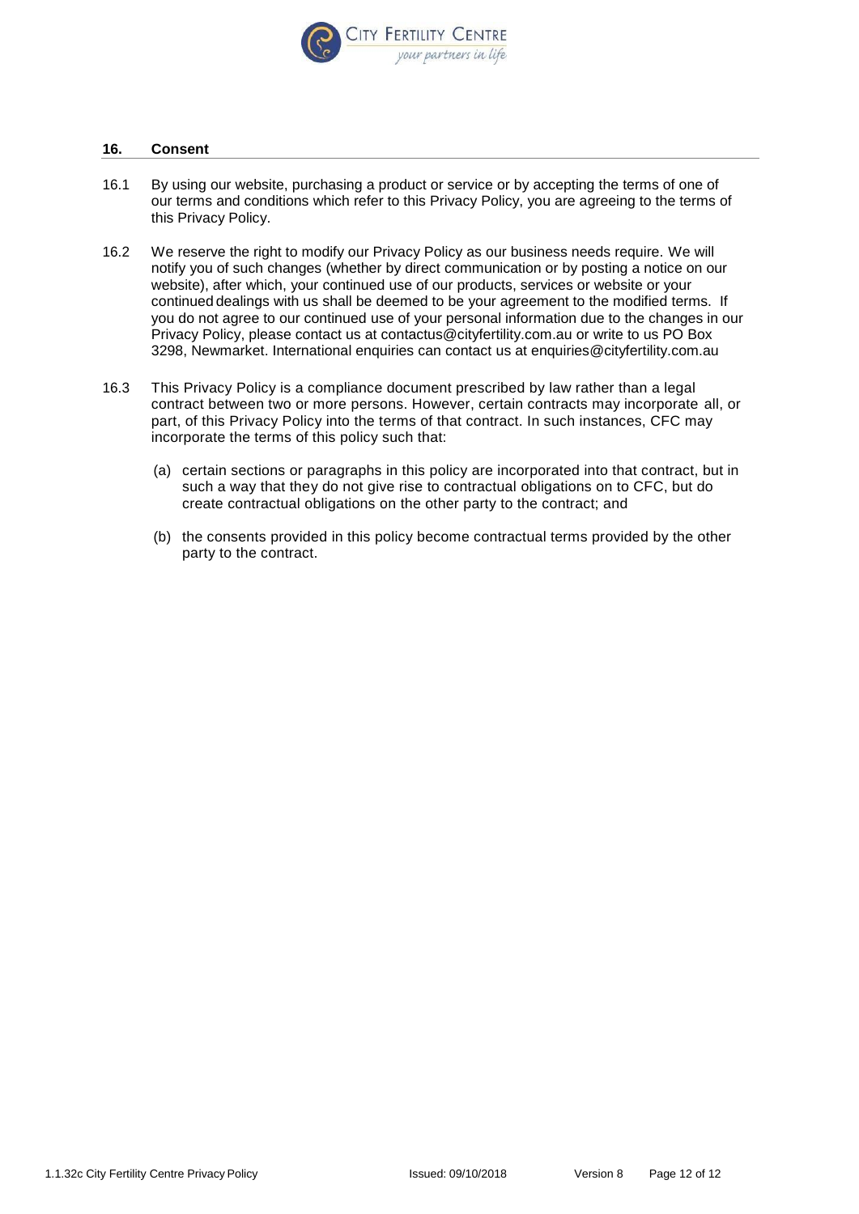## 16. Consent

16.1 By using our website, purchasing a product or service or by accepting the terms of one of our terms and conditions which refer to this Privacy Policy, you are agreeing to the terms of this Privacy Policy.

16.2 We reserve the right to modify our Privacy Policy as our business needs require. We will notify you of such changes (whether by direct communication or by posting a notice on our website), after which, your continued use of our products, services or website or your continued dealings with us shall be deemed to be your agreement to the modified terms. If you do not agree to our continued use of your personal information due to the changes in our Privacy Policy, please contact us at contactus@cityfertility.com.au or write to us PO Box 3298, Newmarket. International enquiries can contact us at enquiries@cityfertility.com.au

16.3 This Privacy Policy is a compliance document prescribed by law rather than a legal contract between two or more persons. However, certain contracts may incorporate all, or part, of this Privacy Policy into the terms of that contract. In such instances, CFC may incorporate the terms of this policy such that:

(a) certain sections or paragraphs in this policy are incorporated into that contract, but in such a way that they do not give rise to contractual obligations on to CFC, but do create contractual obligations on the other party to the contract; and

(b) the consents provided in this policy become contractual terms provided by the other party to the contract.